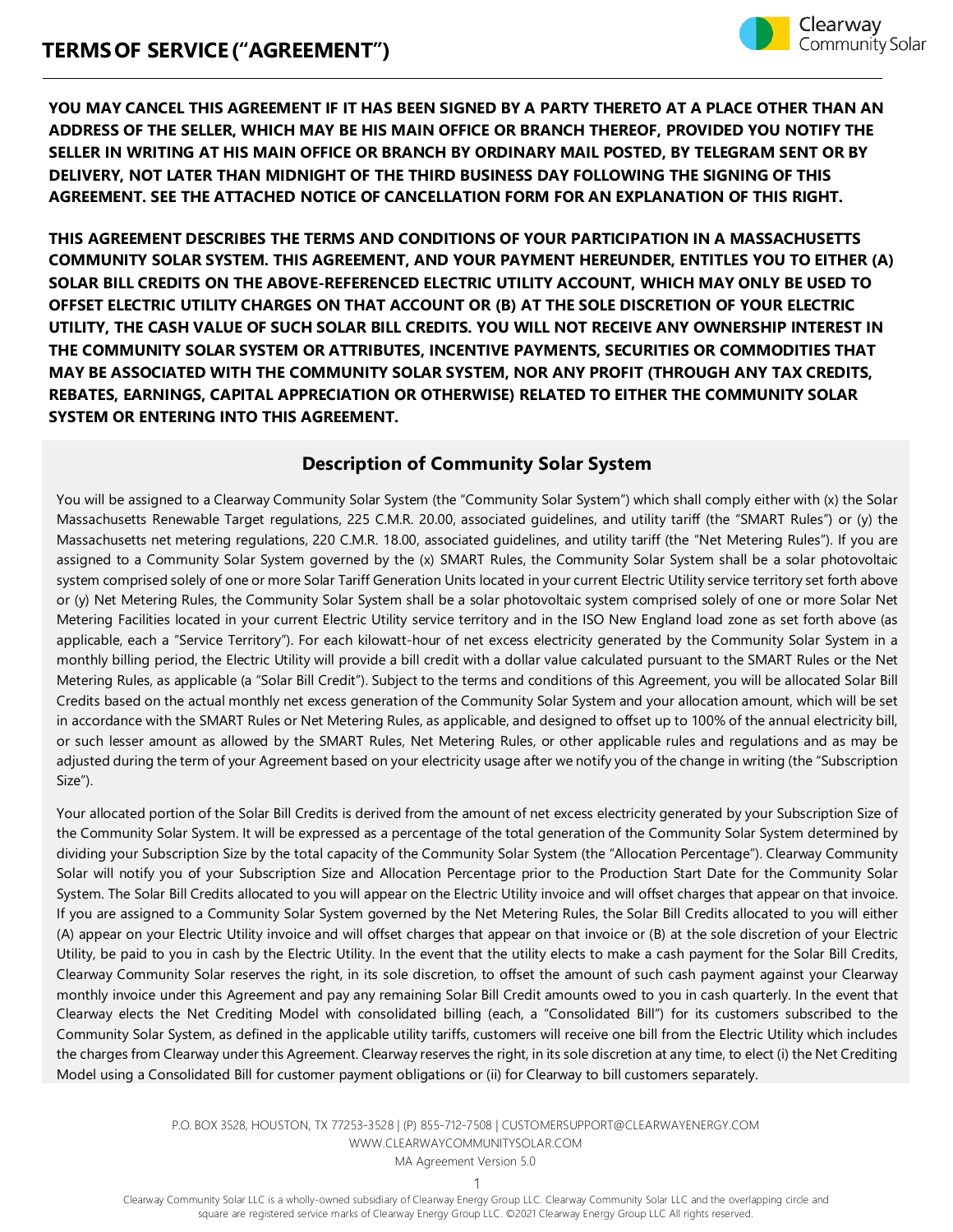# TERMS OF SERVICE ("AGREEMENT")

**YOU MAY CANCEL THIS AGREEMENT IF IT HAS BEEN SIGNED BY A PARTY THERETO AT A PLACE OTHER THAN AN ADDRESS OF THE SELLER, WHICH MAY BE HIS MAIN OFFICE OR BRANCH THEREOF, PROVIDED YOU NOTIFY THE SELLER IN WRITING AT HIS MAIN OFFICE OR BRANCH BY ORDINARY MAIL POSTED, BY TELEGRAM SENT OR BY DELIVERY, NOT LATER THAN MIDNIGHT OF THE THIRD BUSINESS DAY FOLLOWING THE SIGNING OF THIS AGREEMENT. SEE THE ATTACHED NOTICE OF CANCELLATION FORM FOR AN EXPLANATION OF THIS RIGHT.**

**THIS AGREEMENT DESCRIBES THE TERMS AND CONDITIONS OF YOUR PARTICIPATION IN A MASSACHUSETTS COMMUNITY SOLAR SYSTEM. THIS AGREEMENT, AND YOUR PAYMENT HEREUNDER, ENTITLES YOU TO EITHER (A) SOLAR BILL CREDITS ON THE ABOVE-REFERENCED ELECTRIC UTILITY ACCOUNT, WHICH MAY ONLY BE USED TO OFFSET ELECTRIC UTILITY CHARGES ON THAT ACCOUNT OR (B) AT THE SOLE DISCRETION OF YOUR ELECTRIC UTILITY, THE CASH VALUE OF SUCH SOLAR BILL CREDITS. YOU WILL NOT RECEIVE ANY OWNERSHIP INTEREST IN THE COMMUNITY SOLAR SYSTEM OR ATTRIBUTES, INCENTIVE PAYMENTS, SECURITIES OR COMMODITIES THAT MAY BE ASSOCIATED WITH THE COMMUNITY SOLAR SYSTEM, NOR ANY PROFIT (THROUGH ANY TAX CREDITS, REBATES, EARNINGS, CAPITAL APPRECIATION OR OTHERWISE) RELATED TO EITHER THE COMMUNITY SOLAR SYSTEM OR ENTERING INTO THIS AGREEMENT.**

## Description of Community Solar System

You will be assigned to a Clearway Community Solar System (the "Community Solar System") which shall comply either with (x) the Solar Massachusetts Renewable Target regulations, 225 C.M.R. 20.00, associated guidelines, and utility tariff (the "SMART Rules") or (y) the Massachusetts net metering regulations, 220 C.M.R. 18.00, associated guidelines, and utility tariff (the "Net Metering Rules"). If you are assigned to a Community Solar System governed by the (x) SMART Rules, the Community Solar System shall be a solar photovoltaic system comprised solely of one or more Solar Tariff Generation Units located in your current Electric Utility service territory set forth above or (y) Net Metering Rules, the Community Solar System shall be a solar photovoltaic system comprised solely of one or more Solar Net Metering Facilities located in your current Electric Utility service territory and in the ISO New England load zone as set forth above (as applicable, each a "Service Territory"). For each kilowatt-hour of net excess electricity generated by the Community Solar System in a monthly billing period, the Electric Utility will provide a bill credit with a dollar value calculated pursuant to the SMART Rules or the Net Metering Rules, as applicable (a "Solar Bill Credit"). Subject to the terms and conditions of this Agreement, you will be allocated Solar Bill Credits based on the actual monthly net excess generation of the Community Solar System and your allocation amount, which will be set in accordance with the SMART Rules or Net Metering Rules, as applicable, and designed to offset up to 100% of the annual electricity bill, or such lesser amount as allowed by the SMART Rules, Net Metering Rules, or other applicable rules and regulations and as may be adjusted during the term of your Agreement based on your electricity usage after we notify you of the change in writing (the "Subscription Size").

Your allocated portion of the Solar Bill Credits is derived from the amount of net excess electricity generated by your Subscription Size of the Community Solar System. It will be expressed as a percentage of the total generation of the Community Solar System determined by dividing your Subscription Size by the total capacity of the Community Solar System (the "Allocation Percentage"). Clearway Community Solar will notify you of your Subscription Size and Allocation Percentage prior to the Production Start Date for the Community Solar System. The Solar Bill Credits allocated to you will appear on the Electric Utility invoice and will offset charges that appear on that invoice. If you are assigned to a Community Solar System governed by the Net Metering Rules, the Solar Bill Credits allocated to you will either (A) appear on your Electric Utility invoice and will offset charges that appear on that invoice or (B) at the sole discretion of your Electric Utility, be paid to you in cash by the Electric Utility. In the event that the utility elects to make a cash payment for the Solar Bill Credits, Clearway Community Solar reserves the right, in its sole discretion, to offset the amount of such cash payment against your Clearway monthly invoice under this Agreement and pay any remaining Solar Bill Credit amounts owed to you in cash quarterly. In the event that Clearway elects the Net Crediting Model with consolidated billing (each, a "Consolidated Bill") for its customers subscribed to the Community Solar System, as defined in the applicable utility tariffs, customers will receive one bill from the Electric Utility which includes the charges from Clearway under this Agreement. Clearway reserves the right, in its sole discretion at any time, to elect (i) the Net Crediting Model using a Consolidated Bill for customer payment obligations or (ii) for Clearway to bill customers separately.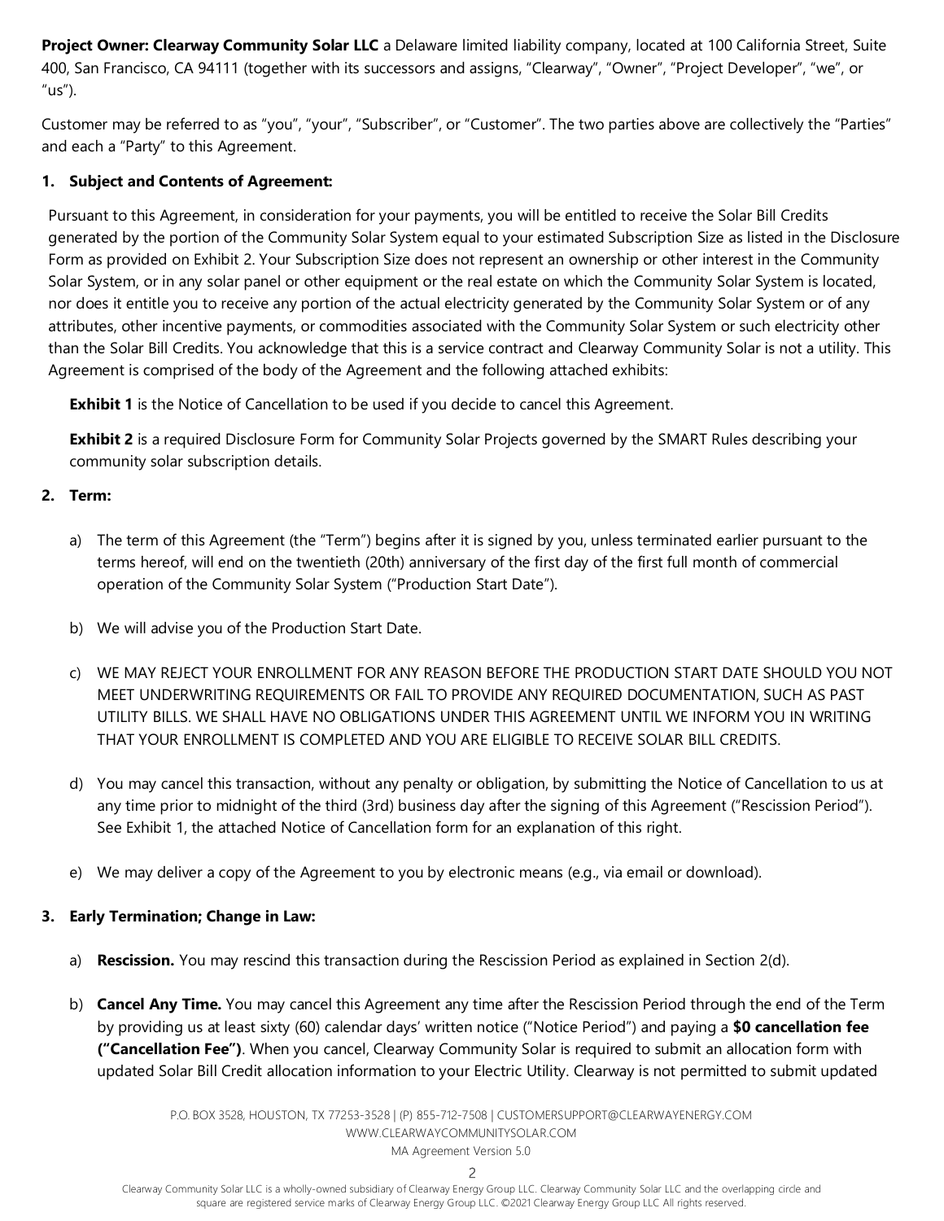**Project Owner: Clearway Community Solar LLC** a Delaware limited liability company, located at 100 California Street, Suite 400, San Francisco, CA 94111 (together with its successors and assigns, "Clearway", "Owner", "Project Developer", "we", or "us").

Customer may be referred to as "you", "your", "Subscriber", or "Customer". The two parties above are collectively the "Parties" and each a "Party" to this Agreement.

**1. Subject and Contents of Agreement:**

Pursuant to this Agreement, in consideration for your payments, you will be entitled to receive the Solar Bill Credits generated by the portion of the Community Solar System equal to your estimated Subscription Size as listed in the Disclosure Form as provided on Exhibit 2. Your Subscription Size does not represent an ownership or other interest in the Community Solar System, or in any solar panel or other equipment or the real estate on which the Community Solar System is located, nor does it entitle you to receive any portion of the actual electricity generated by the Community Solar System or of any attributes, other incentive payments, or commodities associated with the Community Solar System or such electricity other than the Solar Bill Credits. You acknowledge that this is a service contract and Clearway Community Solar is not a utility. This Agreement is comprised of the body of the Agreement and the following attached exhibits:

**Exhibit 1** is the Notice of Cancellation to be used if you decide to cancel this Agreement.

**Exhibit 2** is a required Disclosure Form for Community Solar Projects governed by the SMART Rules describing your community solar subscription details.

**2. Term:**

a) The term of this Agreement (the "Term") begins after it is signed by you, unless terminated earlier pursuant to the terms hereof, will end on the twentieth (20th) anniversary of the first day of the first full month of commercial operation of the Community Solar System ("Production Start Date").

b) We will advise you of the Production Start Date.

c) WE MAY REJECT YOUR ENROLLMENT FOR ANY REASON BEFORE THE PRODUCTION START DATE SHOULD YOU NOT MEET UNDERWRITING REQUIREMENTS OR FAIL TO PROVIDE ANY REQUIRED DOCUMENTATION, SUCH AS PAST UTILITY BILLS. WE SHALL HAVE NO OBLIGATIONS UNDER THIS AGREEMENT UNTIL WE INFORM YOU IN WRITING THAT YOUR ENROLLMENT IS COMPLETED AND YOU ARE ELIGIBLE TO RECEIVE SOLAR BILL CREDITS.

d) You may cancel this transaction, without any penalty or obligation, by submitting the Notice of Cancellation to us at any time prior to midnight of the third (3rd) business day after the signing of this Agreement ("Rescission Period"). See Exhibit 1, the attached Notice of Cancellation form for an explanation of this right.

e) We may deliver a copy of the Agreement to you by electronic means (e.g., via email or download).

**3. Early Termination; Change in Law:**

a) **Rescission.** You may rescind this transaction during the Rescission Period as explained in Section 2(d).

b) **Cancel Any Time.** You may cancel this Agreement any time after the Rescission Period through the end of the Term by providing us at least sixty (60) calendar days' written notice ("Notice Period") and paying a **$0 cancellation fee ("Cancellation Fee")**. When you cancel, Clearway Community Solar is required to submit an allocation form with updated Solar Bill Credit allocation information to your Electric Utility. Clearway is not permitted to submit updated

P.O. BOX 3528, HOUSTON, TX 77253-3528 | (P) 855-712-7508 | CUSTOMERSUPPORT@CLEARWAYENERGY.COM
WWW.CLEARWAYCOMMUNITYSOLAR.COM
MA Agreement Version 5.0

Clearway Community Solar LLC is a wholly-owned subsidiary of Clearway Energy Group LLC. Clearway Community Solar LLC and the overlapping circle and square are registered service marks of Clearway Energy Group LLC. ©2021 Clearway Energy Group LLC All rights reserved.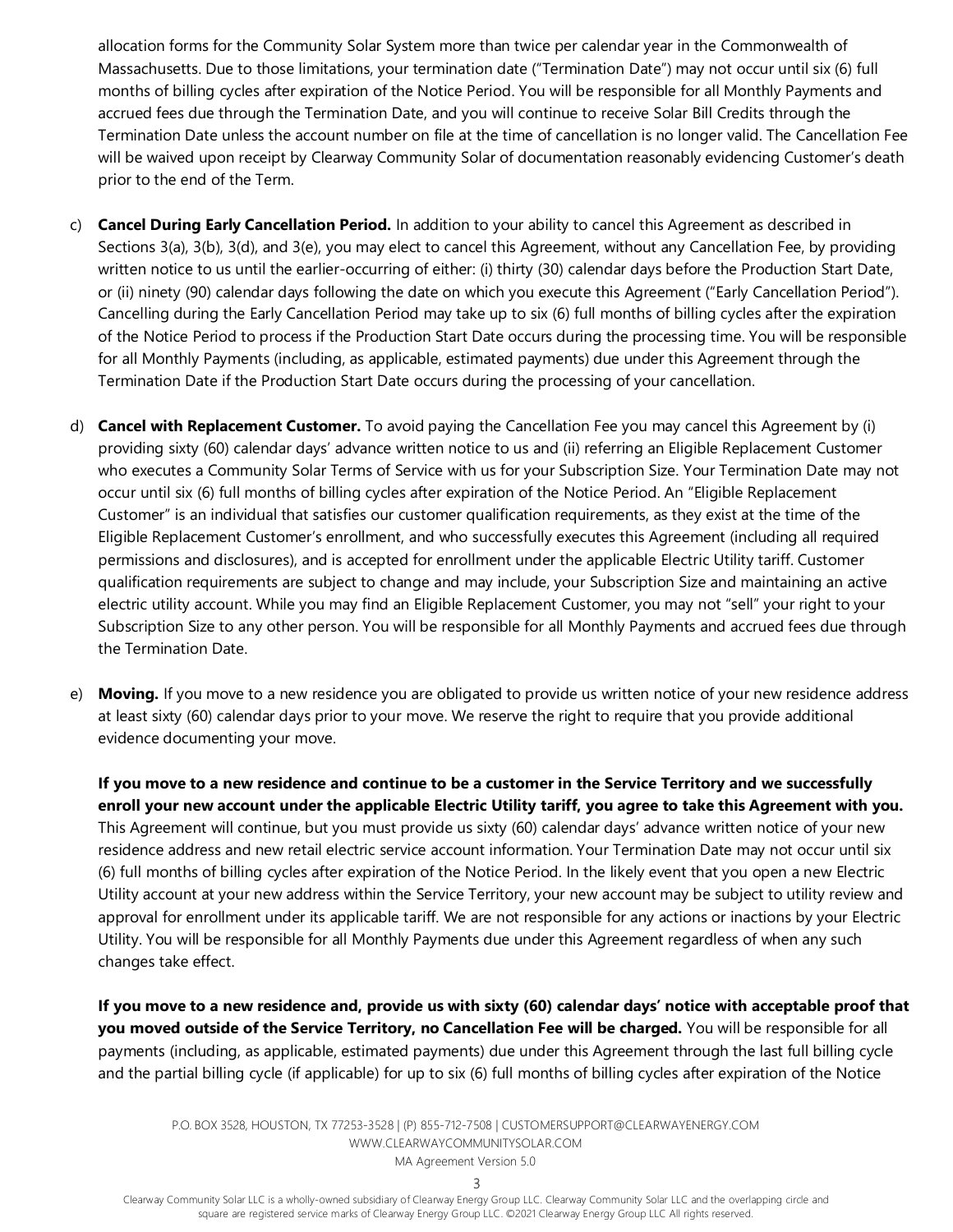allocation forms for the Community Solar System more than twice per calendar year in the Commonwealth of Massachusetts. Due to those limitations, your termination date ("Termination Date") may not occur until six (6) full months of billing cycles after expiration of the Notice Period. You will be responsible for all Monthly Payments and accrued fees due through the Termination Date, and you will continue to receive Solar Bill Credits through the Termination Date unless the account number on file at the time of cancellation is no longer valid. The Cancellation Fee will be waived upon receipt by Clearway Community Solar of documentation reasonably evidencing Customer's death prior to the end of the Term.

c) **Cancel During Early Cancellation Period.** In addition to your ability to cancel this Agreement as described in Sections 3(a), 3(b), 3(d), and 3(e), you may elect to cancel this Agreement, without any Cancellation Fee, by providing written notice to us until the earlier-occurring of either: (i) thirty (30) calendar days before the Production Start Date, or (ii) ninety (90) calendar days following the date on which you execute this Agreement ("Early Cancellation Period"). Cancelling during the Early Cancellation Period may take up to six (6) full months of billing cycles after the expiration of the Notice Period to process if the Production Start Date occurs during the processing time. You will be responsible for all Monthly Payments (including, as applicable, estimated payments) due under this Agreement through the Termination Date if the Production Start Date occurs during the processing of your cancellation.

d) **Cancel with Replacement Customer.** To avoid paying the Cancellation Fee you may cancel this Agreement by (i) providing sixty (60) calendar days' advance written notice to us and (ii) referring an Eligible Replacement Customer who executes a Community Solar Terms of Service with us for your Subscription Size. Your Termination Date may not occur until six (6) full months of billing cycles after expiration of the Notice Period. An "Eligible Replacement Customer" is an individual that satisfies our customer qualification requirements, as they exist at the time of the Eligible Replacement Customer's enrollment, and who successfully executes this Agreement (including all required permissions and disclosures), and is accepted for enrollment under the applicable Electric Utility tariff. Customer qualification requirements are subject to change and may include, your Subscription Size and maintaining an active electric utility account. While you may find an Eligible Replacement Customer, you may not "sell" your right to your Subscription Size to any other person. You will be responsible for all Monthly Payments and accrued fees due through the Termination Date.

e) **Moving.** If you move to a new residence you are obligated to provide us written notice of your new residence address at least sixty (60) calendar days prior to your move. We reserve the right to require that you provide additional evidence documenting your move.

   **If you move to a new residence and continue to be a customer in the Service Territory and we successfully enroll your new account under the applicable Electric Utility tariff, you agree to take this Agreement with you.** This Agreement will continue, but you must provide us sixty (60) calendar days' advance written notice of your new residence address and new retail electric service account information. Your Termination Date may not occur until six (6) full months of billing cycles after expiration of the Notice Period. In the likely event that you open a new Electric Utility account at your new address within the Service Territory, your new account may be subject to utility review and approval for enrollment under its applicable tariff. We are not responsible for any actions or inactions by your Electric Utility. You will be responsible for all Monthly Payments due under this Agreement regardless of when any such changes take effect.

   **If you move to a new residence and, provide us with sixty (60) calendar days' notice with acceptable proof that you moved outside of the Service Territory, no Cancellation Fee will be charged.** You will be responsible for all payments (including, as applicable, estimated payments) due under this Agreement through the last full billing cycle and the partial billing cycle (if applicable) for up to six (6) full months of billing cycles after expiration of the Notice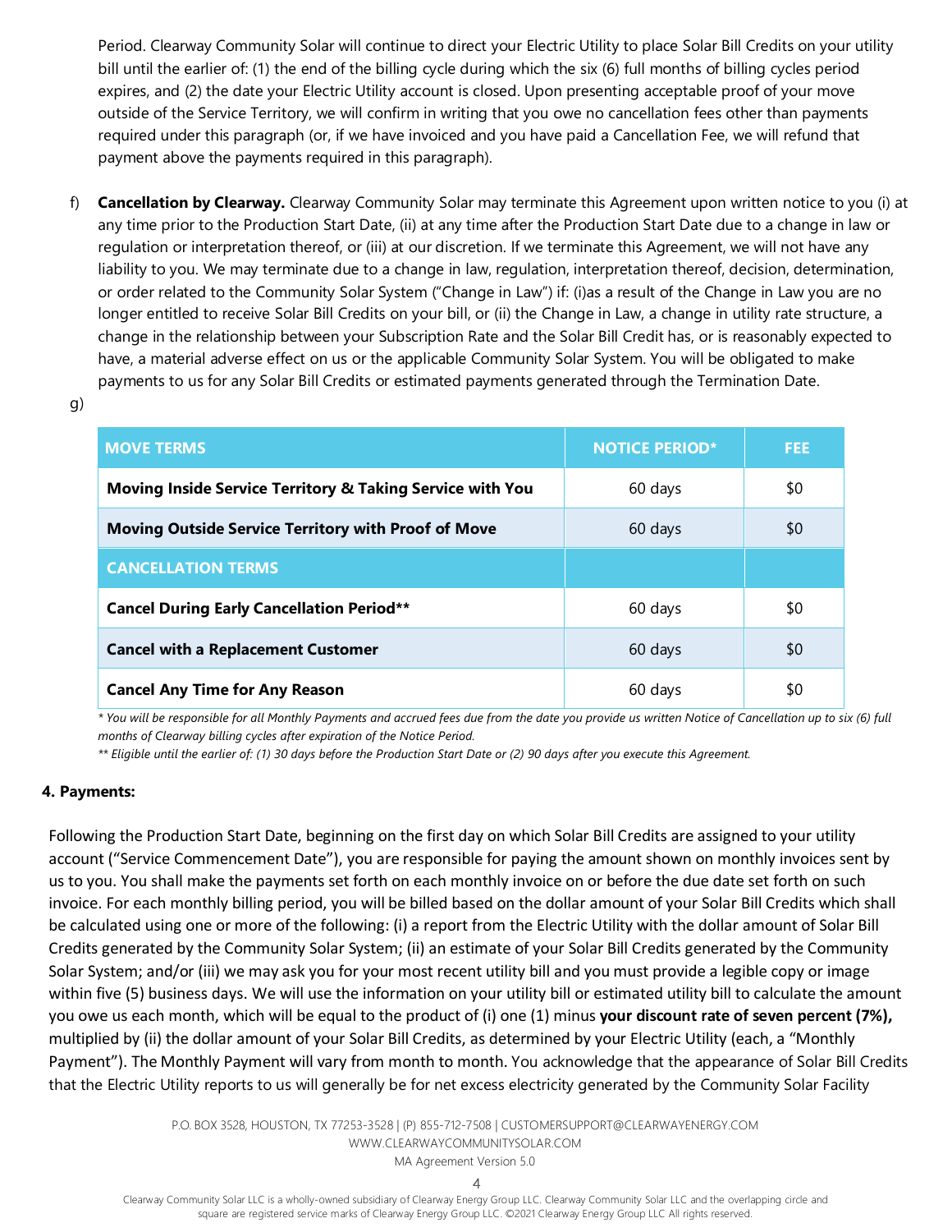Period. Clearway Community Solar will continue to direct your Electric Utility to place Solar Bill Credits on your utility bill until the earlier of: (1) the end of the billing cycle during which the six (6) full months of billing cycles period expires, and (2) the date your Electric Utility account is closed. Upon presenting acceptable proof of your move outside of the Service Territory, we will confirm in writing that you owe no cancellation fees other than payments required under this paragraph (or, if we have invoiced and you have paid a Cancellation Fee, we will refund that payment above the payments required in this paragraph).

f) **Cancellation by Clearway.** Clearway Community Solar may terminate this Agreement upon written notice to you (i) at any time prior to the Production Start Date, (ii) at any time after the Production Start Date due to a change in law or regulation or interpretation thereof, or (iii) at our discretion. If we terminate this Agreement, we will not have any liability to you. We may terminate due to a change in law, regulation, interpretation thereof, decision, determination, or order related to the Community Solar System ("Change in Law") if: (i)as a result of the Change in Law you are no longer entitled to receive Solar Bill Credits on your bill, or (ii) the Change in Law, a change in utility rate structure, a change in the relationship between your Subscription Rate and the Solar Bill Credit has, or is reasonably expected to have, a material adverse effect on us or the applicable Community Solar System. You will be obligated to make payments to us for any Solar Bill Credits or estimated payments generated through the Termination Date.

g)

| MOVE TERMS | NOTICE PERIOD* | FEE |
|---|---|---|
| **Moving Inside Service Territory & Taking Service with You** | 60 days | $0 |
| **Moving Outside Service Territory with Proof of Move** | 60 days | $0 |
| **CANCELLATION TERMS** | | |
| **Cancel During Early Cancellation Period**** | 60 days | $0 |
| **Cancel with a Replacement Customer** | 60 days | $0 |
| **Cancel Any Time for Any Reason** | 60 days | $0 |

*\* You will be responsible for all Monthly Payments and accrued fees due from the date you provide us written Notice of Cancellation up to six (6) full months of Clearway billing cycles after expiration of the Notice Period.*

*\*\* Eligible until the earlier of: (1) 30 days before the Production Start Date or (2) 90 days after you execute this Agreement.*

**4. Payments:**

Following the Production Start Date, beginning on the first day on which Solar Bill Credits are assigned to your utility account ("Service Commencement Date"), you are responsible for paying the amount shown on monthly invoices sent by us to you. You shall make the payments set forth on each monthly invoice on or before the due date set forth on such invoice. For each monthly billing period, you will be billed based on the dollar amount of your Solar Bill Credits which shall be calculated using one or more of the following: (i) a report from the Electric Utility with the dollar amount of Solar Bill Credits generated by the Community Solar System; (ii) an estimate of your Solar Bill Credits generated by the Community Solar System; and/or (iii) we may ask you for your most recent utility bill and you must provide a legible copy or image within five (5) business days. We will use the information on your utility bill or estimated utility bill to calculate the amount you owe us each month, which will be equal to the product of (i) one (1) minus **your discount rate of seven percent (7%),** multiplied by (ii) the dollar amount of your Solar Bill Credits, as determined by your Electric Utility (each, a "Monthly Payment"). The Monthly Payment will vary from month to month. You acknowledge that the appearance of Solar Bill Credits that the Electric Utility reports to us will generally be for net excess electricity generated by the Community Solar Facility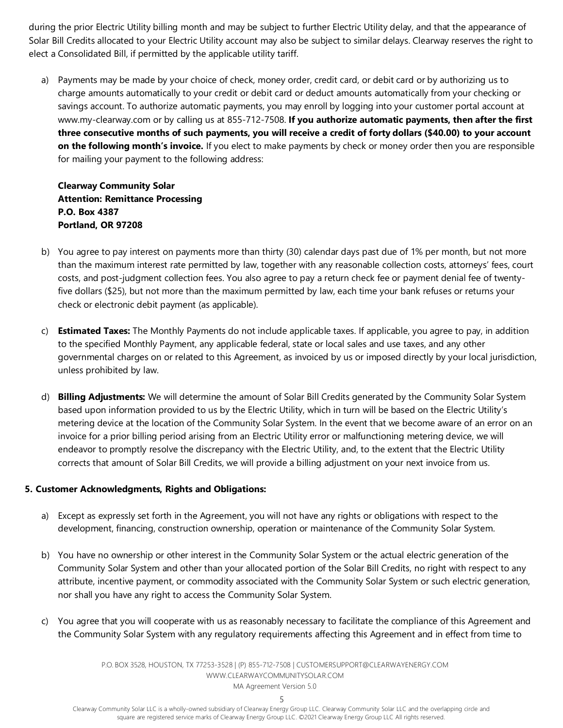during the prior Electric Utility billing month and may be subject to further Electric Utility delay, and that the appearance of Solar Bill Credits allocated to your Electric Utility account may also be subject to similar delays. Clearway reserves the right to elect a Consolidated Bill, if permitted by the applicable utility tariff.

a) Payments may be made by your choice of check, money order, credit card, or debit card or by authorizing us to charge amounts automatically to your credit or debit card or deduct amounts automatically from your checking or savings account. To authorize automatic payments, you may enroll by logging into your customer portal account at www.my-clearway.com or by calling us at 855-712-7508. **If you authorize automatic payments, then after the first three consecutive months of such payments, you will receive a credit of forty dollars ($40.00) to your account on the following month's invoice.** If you elect to make payments by check or money order then you are responsible for mailing your payment to the following address:

   **Clearway Community Solar**
   **Attention: Remittance Processing**
   **P.O. Box 4387**
   **Portland, OR 97208**

b) You agree to pay interest on payments more than thirty (30) calendar days past due of 1% per month, but not more than the maximum interest rate permitted by law, together with any reasonable collection costs, attorneys' fees, court costs, and post-judgment collection fees. You also agree to pay a return check fee or payment denial fee of twenty-five dollars ($25), but not more than the maximum permitted by law, each time your bank refuses or returns your check or electronic debit payment (as applicable).

c) **Estimated Taxes:** The Monthly Payments do not include applicable taxes. If applicable, you agree to pay, in addition to the specified Monthly Payment, any applicable federal, state or local sales and use taxes, and any other governmental charges on or related to this Agreement, as invoiced by us or imposed directly by your local jurisdiction, unless prohibited by law.

d) **Billing Adjustments:** We will determine the amount of Solar Bill Credits generated by the Community Solar System based upon information provided to us by the Electric Utility, which in turn will be based on the Electric Utility's metering device at the location of the Community Solar System. In the event that we become aware of an error on an invoice for a prior billing period arising from an Electric Utility error or malfunctioning metering device, we will endeavor to promptly resolve the discrepancy with the Electric Utility, and, to the extent that the Electric Utility corrects that amount of Solar Bill Credits, we will provide a billing adjustment on your next invoice from us.

**5. Customer Acknowledgments, Rights and Obligations:**

a) Except as expressly set forth in the Agreement, you will not have any rights or obligations with respect to the development, financing, construction ownership, operation or maintenance of the Community Solar System.

b) You have no ownership or other interest in the Community Solar System or the actual electric generation of the Community Solar System and other than your allocated portion of the Solar Bill Credits, no right with respect to any attribute, incentive payment, or commodity associated with the Community Solar System or such electric generation, nor shall you have any right to access the Community Solar System.

c) You agree that you will cooperate with us as reasonably necessary to facilitate the compliance of this Agreement and the Community Solar System with any regulatory requirements affecting this Agreement and in effect from time to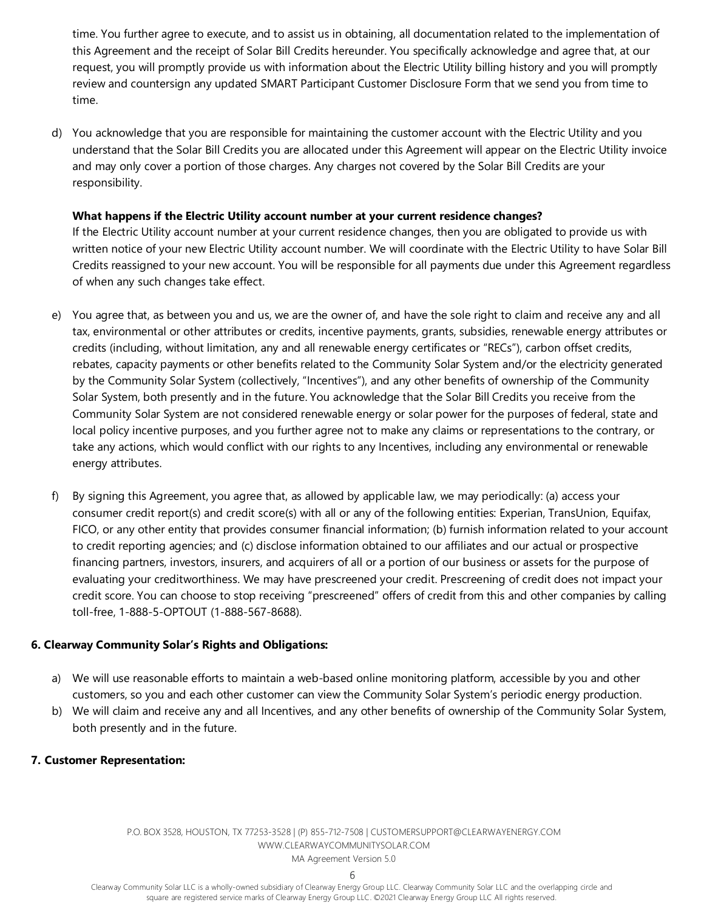time. You further agree to execute, and to assist us in obtaining, all documentation related to the implementation of this Agreement and the receipt of Solar Bill Credits hereunder. You specifically acknowledge and agree that, at our request, you will promptly provide us with information about the Electric Utility billing history and you will promptly review and countersign any updated SMART Participant Customer Disclosure Form that we send you from time to time.

d) You acknowledge that you are responsible for maintaining the customer account with the Electric Utility and you understand that the Solar Bill Credits you are allocated under this Agreement will appear on the Electric Utility invoice and may only cover a portion of those charges. Any charges not covered by the Solar Bill Credits are your responsibility.

   **What happens if the Electric Utility account number at your current residence changes?**
   If the Electric Utility account number at your current residence changes, then you are obligated to provide us with written notice of your new Electric Utility account number. We will coordinate with the Electric Utility to have Solar Bill Credits reassigned to your new account. You will be responsible for all payments due under this Agreement regardless of when any such changes take effect.

e) You agree that, as between you and us, we are the owner of, and have the sole right to claim and receive any and all tax, environmental or other attributes or credits, incentive payments, grants, subsidies, renewable energy attributes or credits (including, without limitation, any and all renewable energy certificates or "RECs"), carbon offset credits, rebates, capacity payments or other benefits related to the Community Solar System and/or the electricity generated by the Community Solar System (collectively, "Incentives"), and any other benefits of ownership of the Community Solar System, both presently and in the future. You acknowledge that the Solar Bill Credits you receive from the Community Solar System are not considered renewable energy or solar power for the purposes of federal, state and local policy incentive purposes, and you further agree not to make any claims or representations to the contrary, or take any actions, which would conflict with our rights to any Incentives, including any environmental or renewable energy attributes.

f) By signing this Agreement, you agree that, as allowed by applicable law, we may periodically: (a) access your consumer credit report(s) and credit score(s) with all or any of the following entities: Experian, TransUnion, Equifax, FICO, or any other entity that provides consumer financial information; (b) furnish information related to your account to credit reporting agencies; and (c) disclose information obtained to our affiliates and our actual or prospective financing partners, investors, insurers, and acquirers of all or a portion of our business or assets for the purpose of evaluating your creditworthiness. We may have prescreened your credit. Prescreening of credit does not impact your credit score. You can choose to stop receiving "prescreened" offers of credit from this and other companies by calling toll-free, 1-888-5-OPTOUT (1-888-567-8688).

**6. Clearway Community Solar's Rights and Obligations:**

a) We will use reasonable efforts to maintain a web-based online monitoring platform, accessible by you and other customers, so you and each other customer can view the Community Solar System's periodic energy production.
b) We will claim and receive any and all Incentives, and any other benefits of ownership of the Community Solar System, both presently and in the future.

**7. Customer Representation:**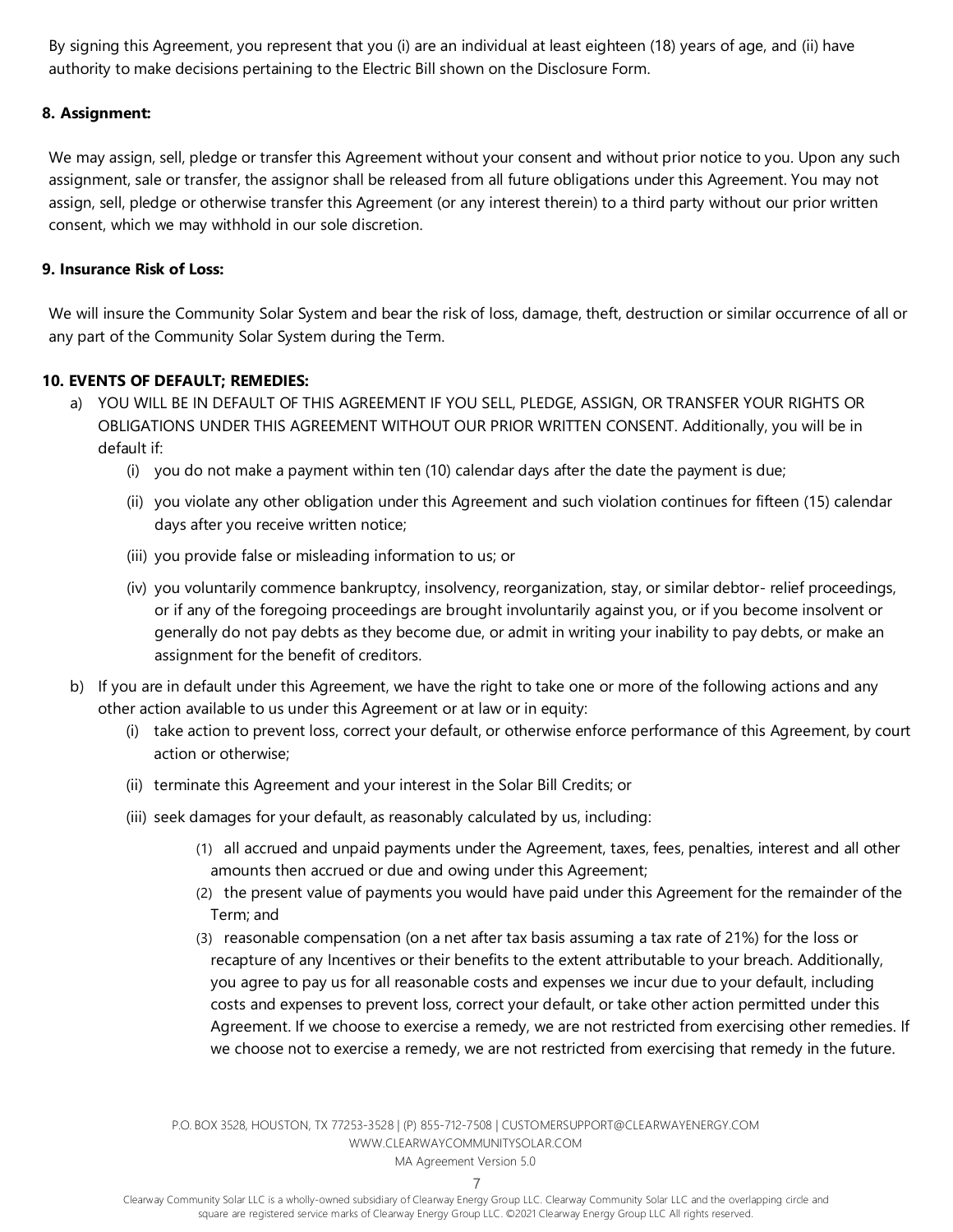By signing this Agreement, you represent that you (i) are an individual at least eighteen (18) years of age, and (ii) have authority to make decisions pertaining to the Electric Bill shown on the Disclosure Form.

**8. Assignment:**

We may assign, sell, pledge or transfer this Agreement without your consent and without prior notice to you. Upon any such assignment, sale or transfer, the assignor shall be released from all future obligations under this Agreement. You may not assign, sell, pledge or otherwise transfer this Agreement (or any interest therein) to a third party without our prior written consent, which we may withhold in our sole discretion.

**9. Insurance Risk of Loss:**

We will insure the Community Solar System and bear the risk of loss, damage, theft, destruction or similar occurrence of all or any part of the Community Solar System during the Term.

**10. EVENTS OF DEFAULT; REMEDIES:**

a) YOU WILL BE IN DEFAULT OF THIS AGREEMENT IF YOU SELL, PLEDGE, ASSIGN, OR TRANSFER YOUR RIGHTS OR OBLIGATIONS UNDER THIS AGREEMENT WITHOUT OUR PRIOR WRITTEN CONSENT. Additionally, you will be in default if:
   - (i) you do not make a payment within ten (10) calendar days after the date the payment is due;
   - (ii) you violate any other obligation under this Agreement and such violation continues for fifteen (15) calendar days after you receive written notice;
   - (iii) you provide false or misleading information to us; or
   - (iv) you voluntarily commence bankruptcy, insolvency, reorganization, stay, or similar debtor- relief proceedings, or if any of the foregoing proceedings are brought involuntarily against you, or if you become insolvent or generally do not pay debts as they become due, or admit in writing your inability to pay debts, or make an assignment for the benefit of creditors.

b) If you are in default under this Agreement, we have the right to take one or more of the following actions and any other action available to us under this Agreement or at law or in equity:
   - (i) take action to prevent loss, correct your default, or otherwise enforce performance of this Agreement, by court action or otherwise;
   - (ii) terminate this Agreement and your interest in the Solar Bill Credits; or
   - (iii) seek damages for your default, as reasonably calculated by us, including:
     - (1) all accrued and unpaid payments under the Agreement, taxes, fees, penalties, interest and all other amounts then accrued or due and owing under this Agreement;
     - (2) the present value of payments you would have paid under this Agreement for the remainder of the Term; and
     - (3) reasonable compensation (on a net after tax basis assuming a tax rate of 21%) for the loss or recapture of any Incentives or their benefits to the extent attributable to your breach. Additionally, you agree to pay us for all reasonable costs and expenses we incur due to your default, including costs and expenses to prevent loss, correct your default, or take other action permitted under this Agreement. If we choose to exercise a remedy, we are not restricted from exercising other remedies. If we choose not to exercise a remedy, we are not restricted from exercising that remedy in the future.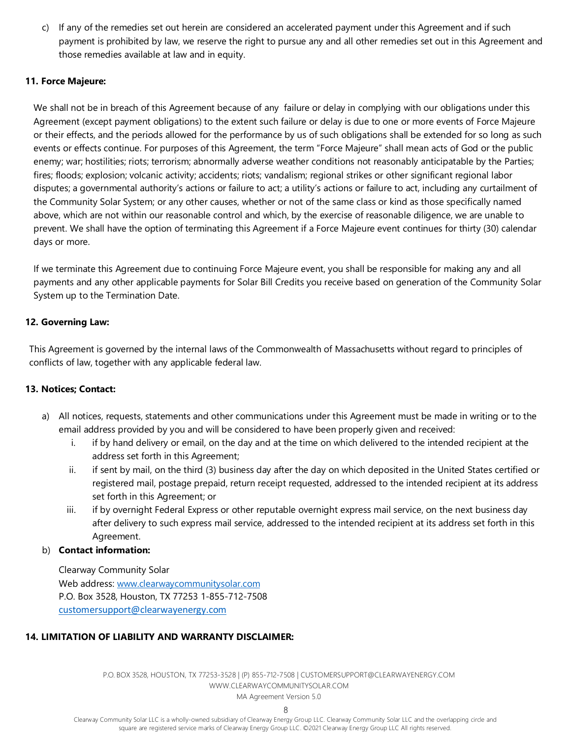c) If any of the remedies set out herein are considered an accelerated payment under this Agreement and if such payment is prohibited by law, we reserve the right to pursue any and all other remedies set out in this Agreement and those remedies available at law and in equity.

**11. Force Majeure:**

We shall not be in breach of this Agreement because of any failure or delay in complying with our obligations under this Agreement (except payment obligations) to the extent such failure or delay is due to one or more events of Force Majeure or their effects, and the periods allowed for the performance by us of such obligations shall be extended for so long as such events or effects continue. For purposes of this Agreement, the term "Force Majeure" shall mean acts of God or the public enemy; war; hostilities; riots; terrorism; abnormally adverse weather conditions not reasonably anticipatable by the Parties; fires; floods; explosion; volcanic activity; accidents; riots; vandalism; regional strikes or other significant regional labor disputes; a governmental authority's actions or failure to act; a utility's actions or failure to act, including any curtailment of the Community Solar System; or any other causes, whether or not of the same class or kind as those specifically named above, which are not within our reasonable control and which, by the exercise of reasonable diligence, we are unable to prevent. We shall have the option of terminating this Agreement if a Force Majeure event continues for thirty (30) calendar days or more.

If we terminate this Agreement due to continuing Force Majeure event, you shall be responsible for making any and all payments and any other applicable payments for Solar Bill Credits you receive based on generation of the Community Solar System up to the Termination Date.

**12. Governing Law:**

This Agreement is governed by the internal laws of the Commonwealth of Massachusetts without regard to principles of conflicts of law, together with any applicable federal law.

**13. Notices; Contact:**

a) All notices, requests, statements and other communications under this Agreement must be made in writing or to the email address provided by you and will be considered to have been properly given and received:
   i. if by hand delivery or email, on the day and at the time on which delivered to the intended recipient at the address set forth in this Agreement;
   ii. if sent by mail, on the third (3) business day after the day on which deposited in the United States certified or registered mail, postage prepaid, return receipt requested, addressed to the intended recipient at its address set forth in this Agreement; or
   iii. if by overnight Federal Express or other reputable overnight express mail service, on the next business day after delivery to such express mail service, addressed to the intended recipient at its address set forth in this Agreement.

b) **Contact information:**

Clearway Community Solar
Web address: www.clearwaycommunitysolar.com
P.O. Box 3528, Houston, TX 77253 1-855-712-7508
customersupport@clearwayenergy.com

**14. LIMITATION OF LIABILITY AND WARRANTY DISCLAIMER:**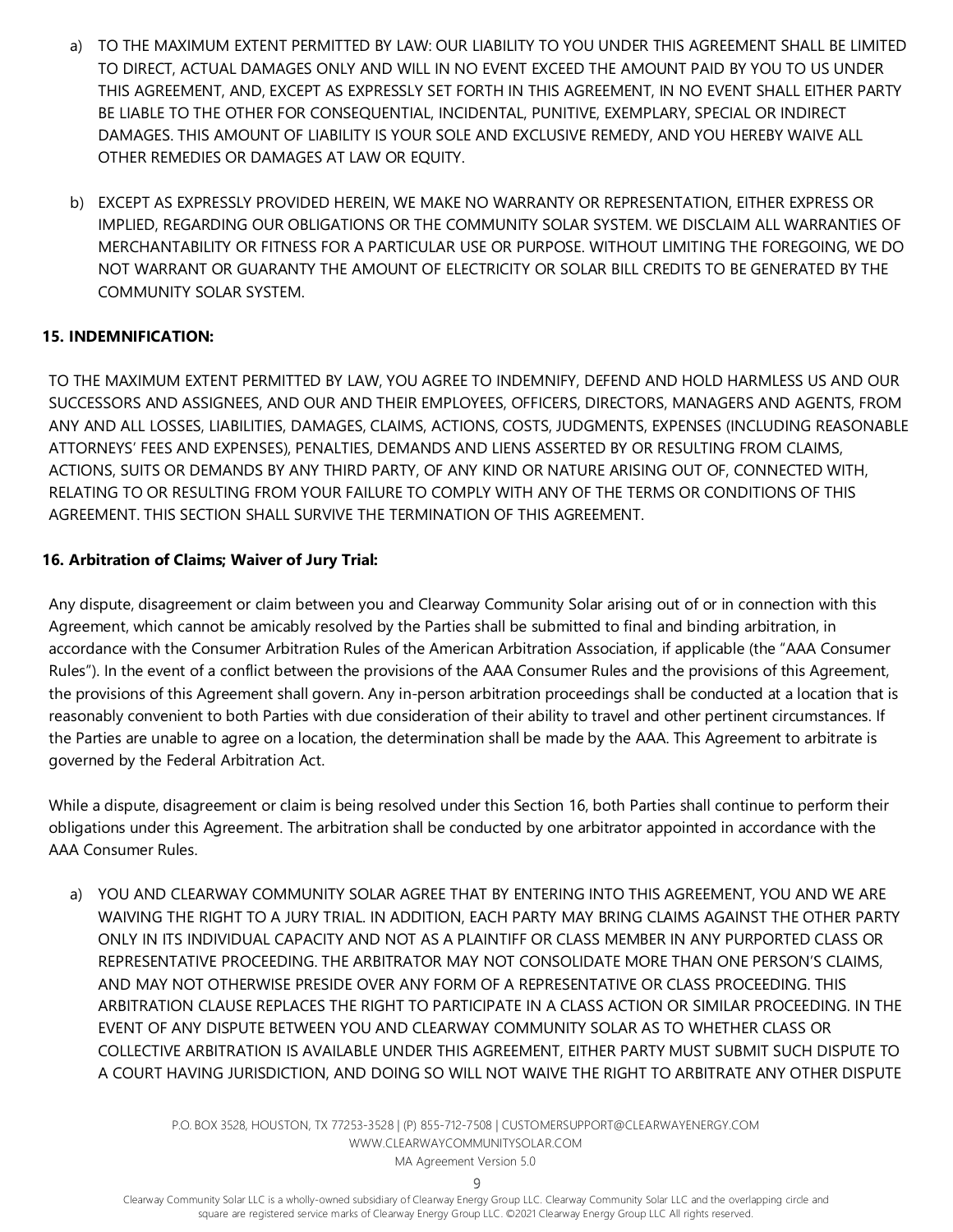a) TO THE MAXIMUM EXTENT PERMITTED BY LAW: OUR LIABILITY TO YOU UNDER THIS AGREEMENT SHALL BE LIMITED TO DIRECT, ACTUAL DAMAGES ONLY AND WILL IN NO EVENT EXCEED THE AMOUNT PAID BY YOU TO US UNDER THIS AGREEMENT, AND, EXCEPT AS EXPRESSLY SET FORTH IN THIS AGREEMENT, IN NO EVENT SHALL EITHER PARTY BE LIABLE TO THE OTHER FOR CONSEQUENTIAL, INCIDENTAL, PUNITIVE, EXEMPLARY, SPECIAL OR INDIRECT DAMAGES. THIS AMOUNT OF LIABILITY IS YOUR SOLE AND EXCLUSIVE REMEDY, AND YOU HEREBY WAIVE ALL OTHER REMEDIES OR DAMAGES AT LAW OR EQUITY.

b) EXCEPT AS EXPRESSLY PROVIDED HEREIN, WE MAKE NO WARRANTY OR REPRESENTATION, EITHER EXPRESS OR IMPLIED, REGARDING OUR OBLIGATIONS OR THE COMMUNITY SOLAR SYSTEM. WE DISCLAIM ALL WARRANTIES OF MERCHANTABILITY OR FITNESS FOR A PARTICULAR USE OR PURPOSE. WITHOUT LIMITING THE FOREGOING, WE DO NOT WARRANT OR GUARANTY THE AMOUNT OF ELECTRICITY OR SOLAR BILL CREDITS TO BE GENERATED BY THE COMMUNITY SOLAR SYSTEM.

**15. INDEMNIFICATION:**

TO THE MAXIMUM EXTENT PERMITTED BY LAW, YOU AGREE TO INDEMNIFY, DEFEND AND HOLD HARMLESS US AND OUR SUCCESSORS AND ASSIGNEES, AND OUR AND THEIR EMPLOYEES, OFFICERS, DIRECTORS, MANAGERS AND AGENTS, FROM ANY AND ALL LOSSES, LIABILITIES, DAMAGES, CLAIMS, ACTIONS, COSTS, JUDGMENTS, EXPENSES (INCLUDING REASONABLE ATTORNEYS' FEES AND EXPENSES), PENALTIES, DEMANDS AND LIENS ASSERTED BY OR RESULTING FROM CLAIMS, ACTIONS, SUITS OR DEMANDS BY ANY THIRD PARTY, OF ANY KIND OR NATURE ARISING OUT OF, CONNECTED WITH, RELATING TO OR RESULTING FROM YOUR FAILURE TO COMPLY WITH ANY OF THE TERMS OR CONDITIONS OF THIS AGREEMENT. THIS SECTION SHALL SURVIVE THE TERMINATION OF THIS AGREEMENT.

**16. Arbitration of Claims; Waiver of Jury Trial:**

Any dispute, disagreement or claim between you and Clearway Community Solar arising out of or in connection with this Agreement, which cannot be amicably resolved by the Parties shall be submitted to final and binding arbitration, in accordance with the Consumer Arbitration Rules of the American Arbitration Association, if applicable (the "AAA Consumer Rules"). In the event of a conflict between the provisions of the AAA Consumer Rules and the provisions of this Agreement, the provisions of this Agreement shall govern. Any in-person arbitration proceedings shall be conducted at a location that is reasonably convenient to both Parties with due consideration of their ability to travel and other pertinent circumstances. If the Parties are unable to agree on a location, the determination shall be made by the AAA. This Agreement to arbitrate is governed by the Federal Arbitration Act.

While a dispute, disagreement or claim is being resolved under this Section 16, both Parties shall continue to perform their obligations under this Agreement. The arbitration shall be conducted by one arbitrator appointed in accordance with the AAA Consumer Rules.

a) YOU AND CLEARWAY COMMUNITY SOLAR AGREE THAT BY ENTERING INTO THIS AGREEMENT, YOU AND WE ARE WAIVING THE RIGHT TO A JURY TRIAL. IN ADDITION, EACH PARTY MAY BRING CLAIMS AGAINST THE OTHER PARTY ONLY IN ITS INDIVIDUAL CAPACITY AND NOT AS A PLAINTIFF OR CLASS MEMBER IN ANY PURPORTED CLASS OR REPRESENTATIVE PROCEEDING. THE ARBITRATOR MAY NOT CONSOLIDATE MORE THAN ONE PERSON'S CLAIMS, AND MAY NOT OTHERWISE PRESIDE OVER ANY FORM OF A REPRESENTATIVE OR CLASS PROCEEDING. THIS ARBITRATION CLAUSE REPLACES THE RIGHT TO PARTICIPATE IN A CLASS ACTION OR SIMILAR PROCEEDING. IN THE EVENT OF ANY DISPUTE BETWEEN YOU AND CLEARWAY COMMUNITY SOLAR AS TO WHETHER CLASS OR COLLECTIVE ARBITRATION IS AVAILABLE UNDER THIS AGREEMENT, EITHER PARTY MUST SUBMIT SUCH DISPUTE TO A COURT HAVING JURISDICTION, AND DOING SO WILL NOT WAIVE THE RIGHT TO ARBITRATE ANY OTHER DISPUTE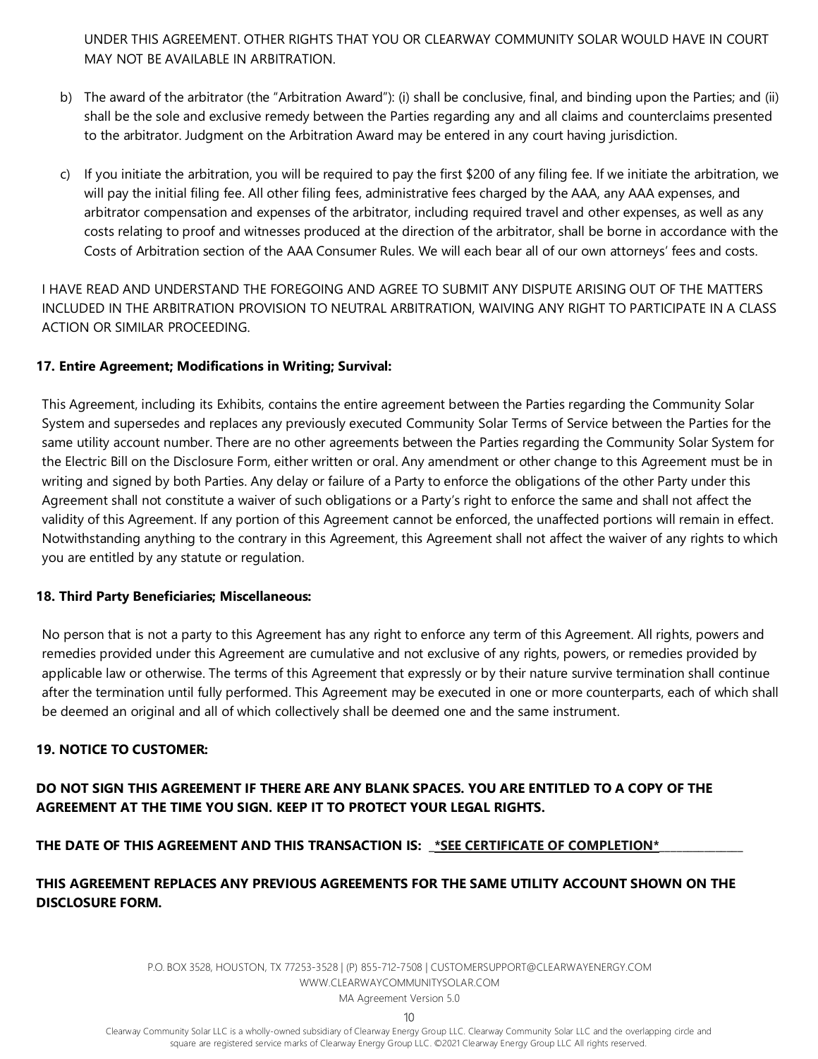UNDER THIS AGREEMENT. OTHER RIGHTS THAT YOU OR CLEARWAY COMMUNITY SOLAR WOULD HAVE IN COURT MAY NOT BE AVAILABLE IN ARBITRATION.

b) The award of the arbitrator (the "Arbitration Award"): (i) shall be conclusive, final, and binding upon the Parties; and (ii) shall be the sole and exclusive remedy between the Parties regarding any and all claims and counterclaims presented to the arbitrator. Judgment on the Arbitration Award may be entered in any court having jurisdiction.

c) If you initiate the arbitration, you will be required to pay the first $200 of any filing fee. If we initiate the arbitration, we will pay the initial filing fee. All other filing fees, administrative fees charged by the AAA, any AAA expenses, and arbitrator compensation and expenses of the arbitrator, including required travel and other expenses, as well as any costs relating to proof and witnesses produced at the direction of the arbitrator, shall be borne in accordance with the Costs of Arbitration section of the AAA Consumer Rules. We will each bear all of our own attorneys' fees and costs.

I HAVE READ AND UNDERSTAND THE FOREGOING AND AGREE TO SUBMIT ANY DISPUTE ARISING OUT OF THE MATTERS INCLUDED IN THE ARBITRATION PROVISION TO NEUTRAL ARBITRATION, WAIVING ANY RIGHT TO PARTICIPATE IN A CLASS ACTION OR SIMILAR PROCEEDING.

**17. Entire Agreement; Modifications in Writing; Survival:**

This Agreement, including its Exhibits, contains the entire agreement between the Parties regarding the Community Solar System and supersedes and replaces any previously executed Community Solar Terms of Service between the Parties for the same utility account number. There are no other agreements between the Parties regarding the Community Solar System for the Electric Bill on the Disclosure Form, either written or oral. Any amendment or other change to this Agreement must be in writing and signed by both Parties. Any delay or failure of a Party to enforce the obligations of the other Party under this Agreement shall not constitute a waiver of such obligations or a Party's right to enforce the same and shall not affect the validity of this Agreement. If any portion of this Agreement cannot be enforced, the unaffected portions will remain in effect. Notwithstanding anything to the contrary in this Agreement, this Agreement shall not affect the waiver of any rights to which you are entitled by any statute or regulation.

**18. Third Party Beneficiaries; Miscellaneous:**

No person that is not a party to this Agreement has any right to enforce any term of this Agreement. All rights, powers and remedies provided under this Agreement are cumulative and not exclusive of any rights, powers, or remedies provided by applicable law or otherwise. The terms of this Agreement that expressly or by their nature survive termination shall continue after the termination until fully performed. This Agreement may be executed in one or more counterparts, each of which shall be deemed an original and all of which collectively shall be deemed one and the same instrument.

**19. NOTICE TO CUSTOMER:**

**DO NOT SIGN THIS AGREEMENT IF THERE ARE ANY BLANK SPACES. YOU ARE ENTITLED TO A COPY OF THE AGREEMENT AT THE TIME YOU SIGN. KEEP IT TO PROTECT YOUR LEGAL RIGHTS.**

**THE DATE OF THIS AGREEMENT AND THIS TRANSACTION IS: \_*SEE CERTIFICATE OF COMPLETION*\_\_\_\_\_\_\_\_\_\_\_\_\_\_\_**

**THIS AGREEMENT REPLACES ANY PREVIOUS AGREEMENTS FOR THE SAME UTILITY ACCOUNT SHOWN ON THE DISCLOSURE FORM.**

P.O. BOX 3528, HOUSTON, TX 77253-3528 | (P) 855-712-7508 | CUSTOMERSUPPORT@CLEARWAYENERGY.COM
WWW.CLEARWAYCOMMUNITYSOLAR.COM
MA Agreement Version 5.0

Clearway Community Solar LLC is a wholly-owned subsidiary of Clearway Energy Group LLC. Clearway Community Solar LLC and the overlapping circle and square are registered service marks of Clearway Energy Group LLC. ©2021 Clearway Energy Group LLC All rights reserved.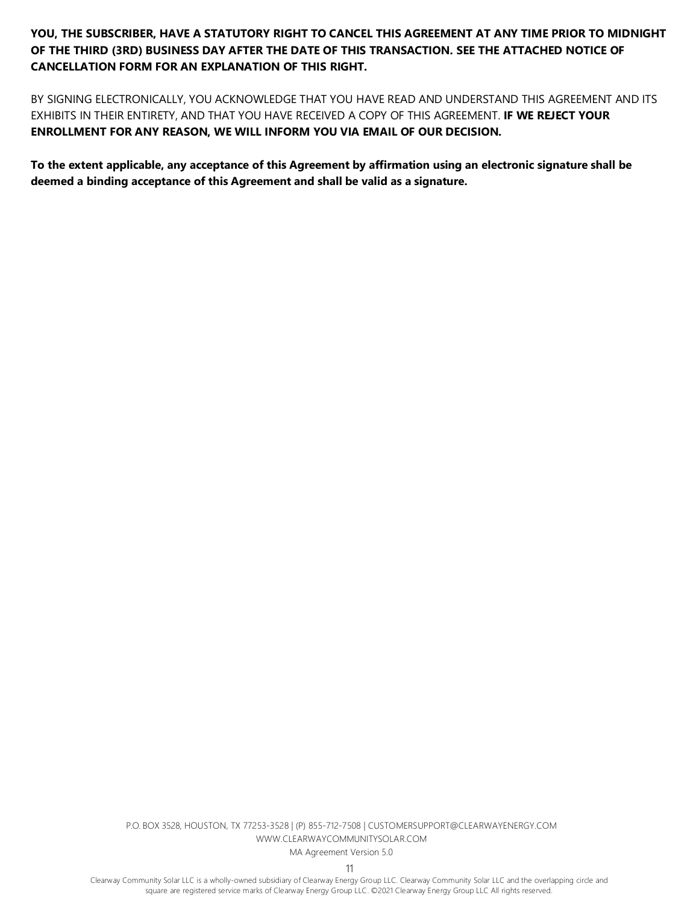**YOU, THE SUBSCRIBER, HAVE A STATUTORY RIGHT TO CANCEL THIS AGREEMENT AT ANY TIME PRIOR TO MIDNIGHT OF THE THIRD (3RD) BUSINESS DAY AFTER THE DATE OF THIS TRANSACTION. SEE THE ATTACHED NOTICE OF CANCELLATION FORM FOR AN EXPLANATION OF THIS RIGHT.**

BY SIGNING ELECTRONICALLY, YOU ACKNOWLEDGE THAT YOU HAVE READ AND UNDERSTAND THIS AGREEMENT AND ITS EXHIBITS IN THEIR ENTIRETY, AND THAT YOU HAVE RECEIVED A COPY OF THIS AGREEMENT. **IF WE REJECT YOUR ENROLLMENT FOR ANY REASON, WE WILL INFORM YOU VIA EMAIL OF OUR DECISION.**

**To the extent applicable, any acceptance of this Agreement by affirmation using an electronic signature shall be deemed a binding acceptance of this Agreement and shall be valid as a signature.**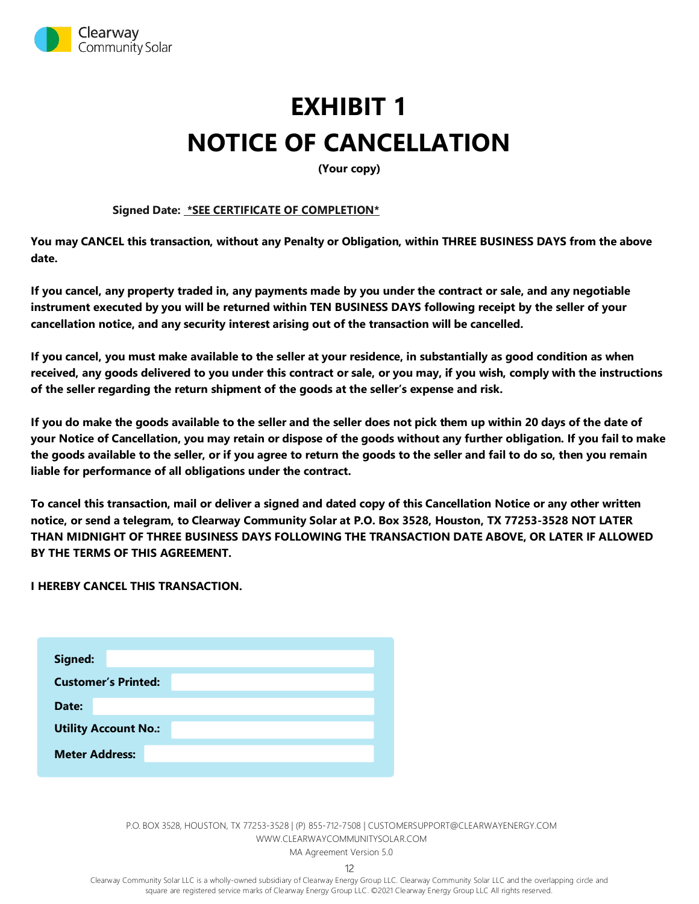# EXHIBIT 1
# NOTICE OF CANCELLATION

**(Your copy)**

**Signed Date:** **<u>*SEE CERTIFICATE OF COMPLETION*</u>**

**You may CANCEL this transaction, without any Penalty or Obligation, within THREE BUSINESS DAYS from the above date.**

**If you cancel, any property traded in, any payments made by you under the contract or sale, and any negotiable instrument executed by you will be returned within TEN BUSINESS DAYS following receipt by the seller of your cancellation notice, and any security interest arising out of the transaction will be cancelled.**

**If you cancel, you must make available to the seller at your residence, in substantially as good condition as when received, any goods delivered to you under this contract or sale, or you may, if you wish, comply with the instructions of the seller regarding the return shipment of the goods at the seller's expense and risk.**

**If you do make the goods available to the seller and the seller does not pick them up within 20 days of the date of your Notice of Cancellation, you may retain or dispose of the goods without any further obligation. If you fail to make the goods available to the seller, or if you agree to return the goods to the seller and fail to do so, then you remain liable for performance of all obligations under the contract.**

**To cancel this transaction, mail or deliver a signed and dated copy of this Cancellation Notice or any other written notice, or send a telegram, to Clearway Community Solar at P.O. Box 3528, Houston, TX 77253-3528 NOT LATER THAN MIDNIGHT OF THREE BUSINESS DAYS FOLLOWING THE TRANSACTION DATE ABOVE, OR LATER IF ALLOWED BY THE TERMS OF THIS AGREEMENT.**

**I HEREBY CANCEL THIS TRANSACTION.**

| | |
|---|---|
| **Signed:** | |
| **Customer's Printed:** | |
| **Date:** | |
| **Utility Account No.:** | |
| **Meter Address:** | |

P.O. BOX 3528, HOUSTON, TX 77253-3528 | (P) 855-712-7508 | CUSTOMERSUPPORT@CLEARWAYENERGY.COM
WWW.CLEARWAYCOMMUNITYSOLAR.COM
MA Agreement Version 5.0

Clearway Community Solar LLC is a wholly-owned subsidiary of Clearway Energy Group LLC. Clearway Community Solar LLC and the overlapping circle and square are registered service marks of Clearway Energy Group LLC. ©2021 Clearway Energy Group LLC All rights reserved.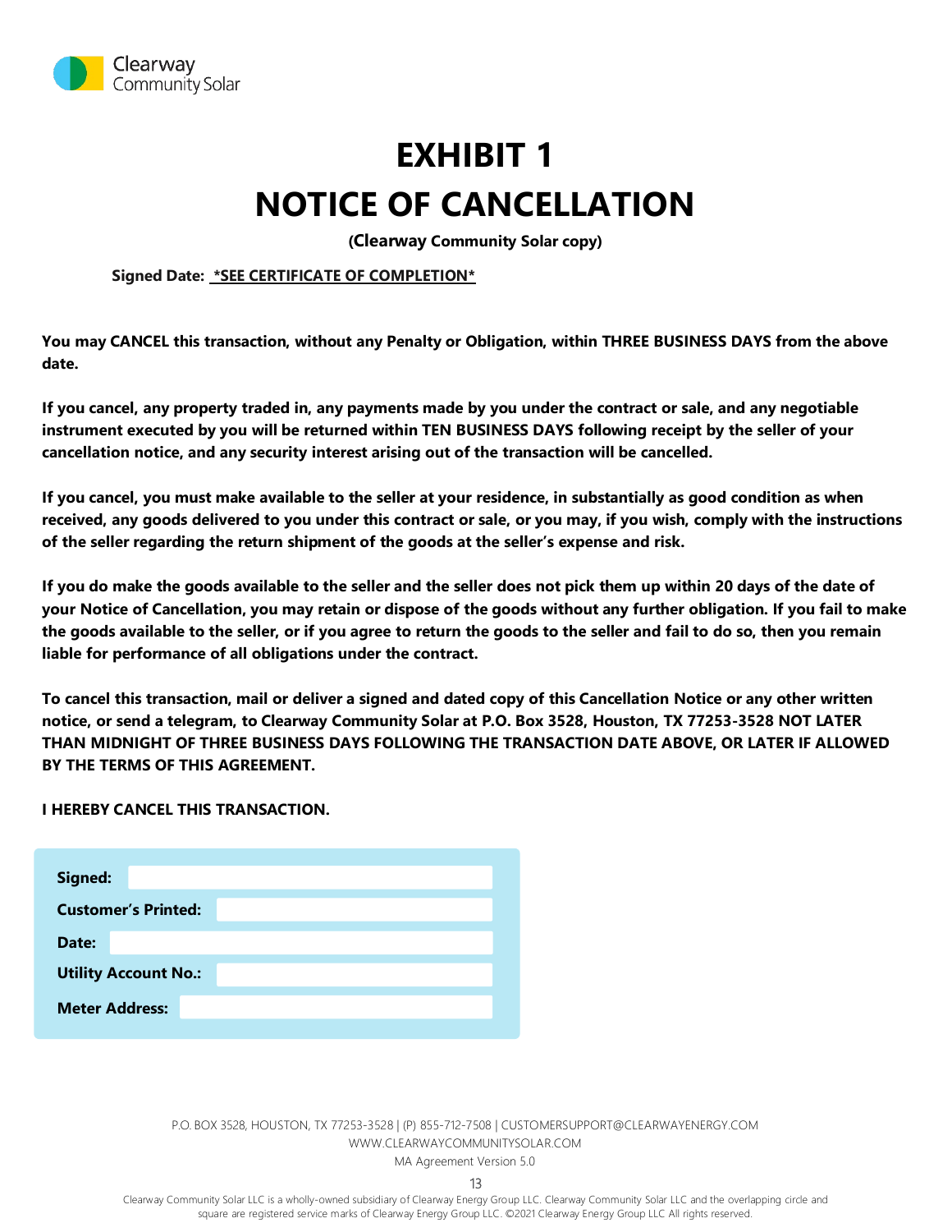# EXHIBIT 1

# NOTICE OF CANCELLATION

**(Clearway Community Solar copy)**

**Signed Date: *SEE CERTIFICATE OF COMPLETION***

**You may CANCEL this transaction, without any Penalty or Obligation, within THREE BUSINESS DAYS from the above date.**

**If you cancel, any property traded in, any payments made by you under the contract or sale, and any negotiable instrument executed by you will be returned within TEN BUSINESS DAYS following receipt by the seller of your cancellation notice, and any security interest arising out of the transaction will be cancelled.**

**If you cancel, you must make available to the seller at your residence, in substantially as good condition as when received, any goods delivered to you under this contract or sale, or you may, if you wish, comply with the instructions of the seller regarding the return shipment of the goods at the seller's expense and risk.**

**If you do make the goods available to the seller and the seller does not pick them up within 20 days of the date of your Notice of Cancellation, you may retain or dispose of the goods without any further obligation. If you fail to make the goods available to the seller, or if you agree to return the goods to the seller and fail to do so, then you remain liable for performance of all obligations under the contract.**

**To cancel this transaction, mail or deliver a signed and dated copy of this Cancellation Notice or any other written notice, or send a telegram, to Clearway Community Solar at P.O. Box 3528, Houston, TX 77253-3528 NOT LATER THAN MIDNIGHT OF THREE BUSINESS DAYS FOLLOWING THE TRANSACTION DATE ABOVE, OR LATER IF ALLOWED BY THE TERMS OF THIS AGREEMENT.**

**I HEREBY CANCEL THIS TRANSACTION.**

| | |
|---|---|
| **Signed:** | |
| **Customer's Printed:** | |
| **Date:** | |
| **Utility Account No.:** | |
| **Meter Address:** | |

P.O. BOX 3528, HOUSTON, TX 77253-3528 | (P) 855-712-7508 | CUSTOMERSUPPORT@CLEARWAYENERGY.COM
WWW.CLEARWAYCOMMUNITYSOLAR.COM
MA Agreement Version 5.0

Clearway Community Solar LLC is a wholly-owned subsidiary of Clearway Energy Group LLC. Clearway Community Solar LLC and the overlapping circle and square are registered service marks of Clearway Energy Group LLC. ©2021 Clearway Energy Group LLC All rights reserved.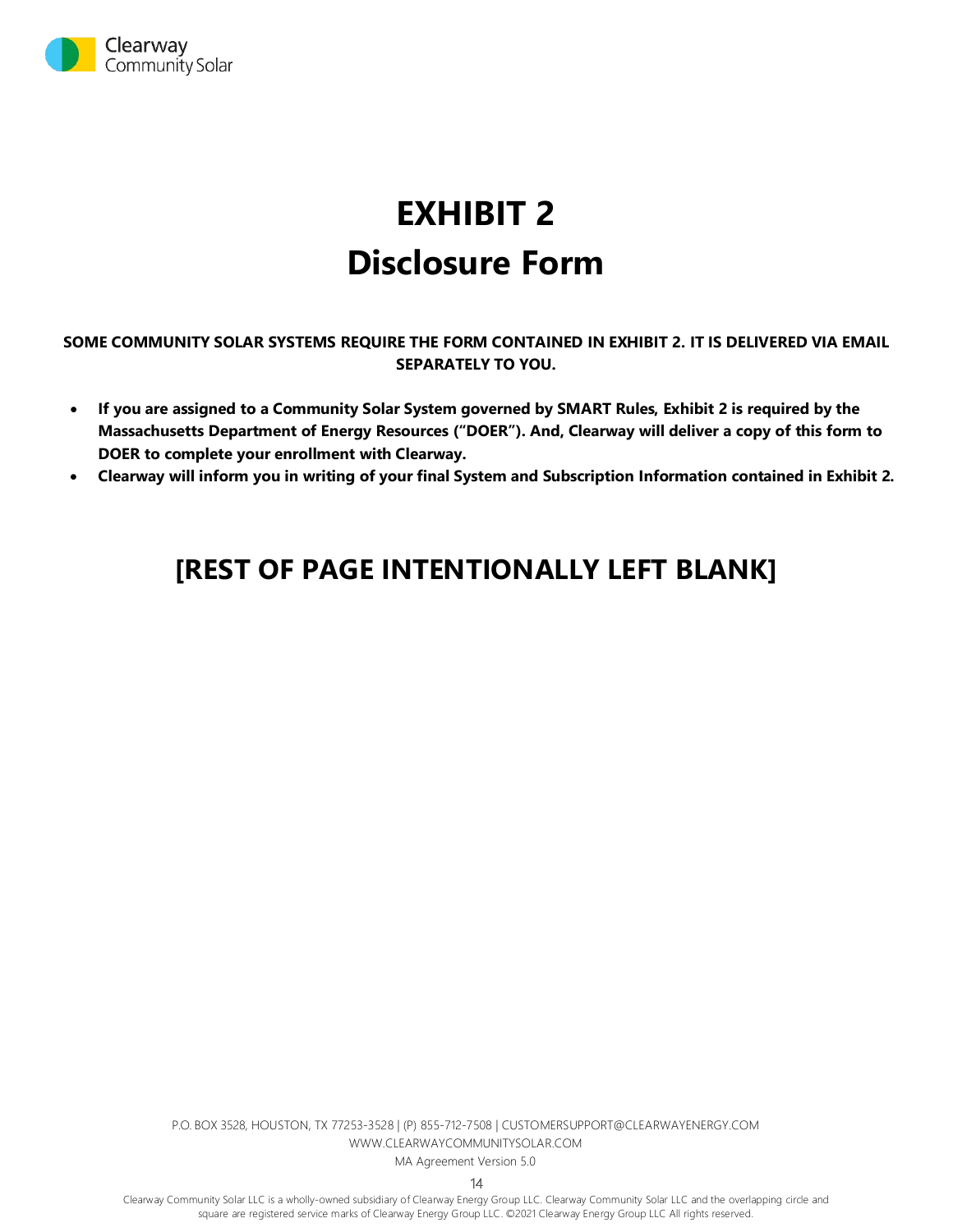# EXHIBIT 2
# Disclosure Form

**SOME COMMUNITY SOLAR SYSTEMS REQUIRE THE FORM CONTAINED IN EXHIBIT 2. IT IS DELIVERED VIA EMAIL SEPARATELY TO YOU.**

- **If you are assigned to a Community Solar System governed by SMART Rules, Exhibit 2 is required by the Massachusetts Department of Energy Resources ("DOER"). And, Clearway will deliver a copy of this form to DOER to complete your enrollment with Clearway.**
- **Clearway will inform you in writing of your final System and Subscription Information contained in Exhibit 2.**

## [REST OF PAGE INTENTIONALLY LEFT BLANK]